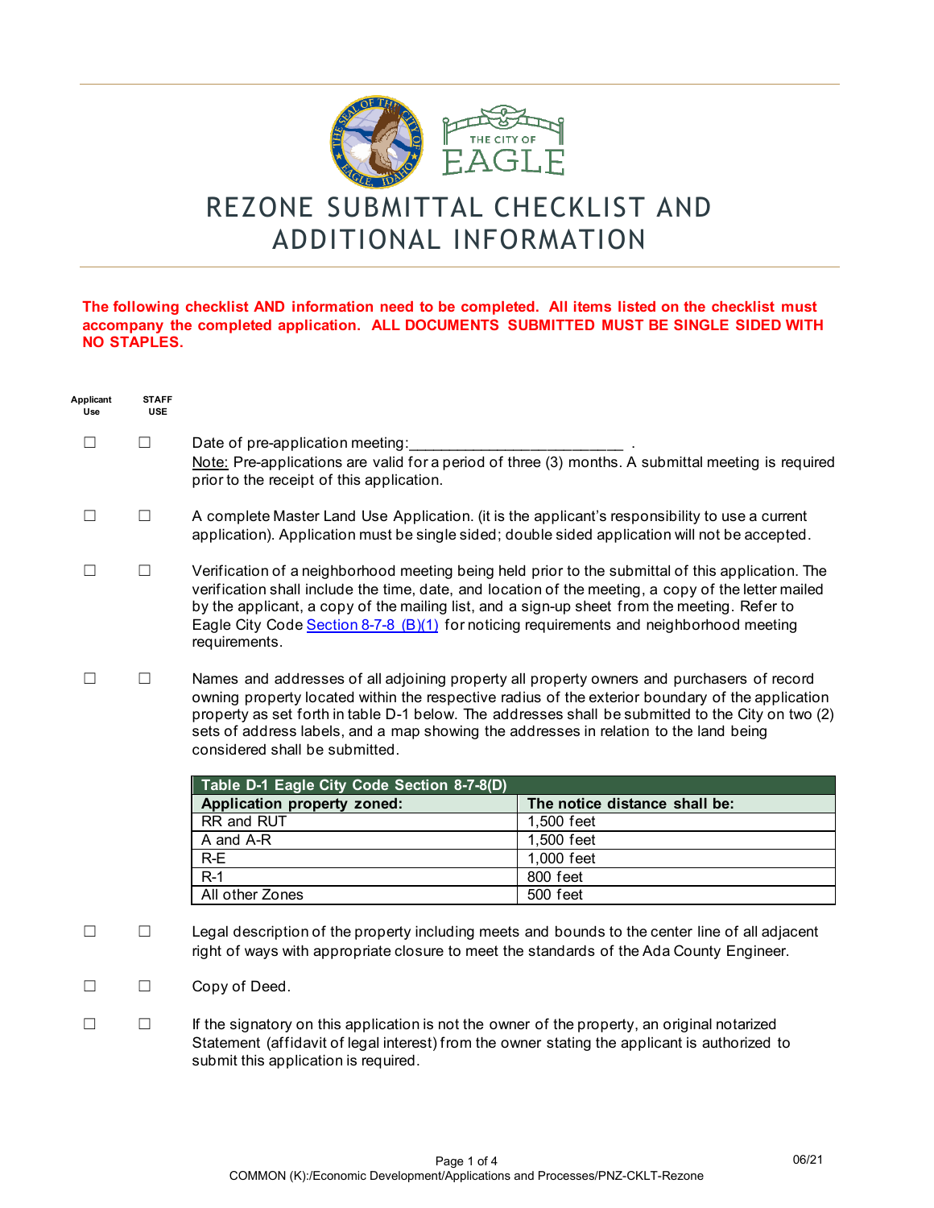# REZONE SUBMITTAL CHECKLIST AND ADDITIONAL INFORMATION

**The following checklist AND information need to be completed. All items listed on the checklist must accompany the completed application. ALL DOCUMENTS SUBMITTED MUST BE SINGLE SIDED WITH NO STAPLES.**

| Applicant Use | STAFF USE | |
|---|---|---|
| ☐ | ☐ | Date of pre-application meeting:_________________________ . <br>Note: Pre-applications are valid for a period of three (3) months. A submittal meeting is required prior to the receipt of this application. |
| ☐ | ☐ | A complete Master Land Use Application. (it is the applicant's responsibility to use a current application). Application must be single sided; double sided application will not be accepted. |
| ☐ | ☐ | Verification of a neighborhood meeting being held prior to the submittal of this application. The verification shall include the time, date, and location of the meeting, a copy of the letter mailed by the applicant, a copy of the mailing list, and a sign-up sheet from the meeting. Refer to Eagle City Code Section 8-7-8 (B)(1) for noticing requirements and neighborhood meeting requirements. |
| ☐ | ☐ | Names and addresses of all adjoining property all property owners and purchasers of record owning property located within the respective radius of the exterior boundary of the application property as set forth in table D-1 below. The addresses shall be submitted to the City on two (2) sets of address labels, and a map showing the addresses in relation to the land being considered shall be submitted. |

**Table D-1 Eagle City Code Section 8-7-8(D)**

| Application property zoned: | The notice distance shall be: |
|---|---|
| RR and RUT | 1,500 feet |
| A and A-R | 1,500 feet |
| R-E | 1,000 feet |
| R-1 | 800 feet |
| All other Zones | 500 feet |

| Applicant Use | STAFF USE | |
|---|---|---|
| ☐ | ☐ | Legal description of the property including meets and bounds to the center line of all adjacent right of ways with appropriate closure to meet the standards of the Ada County Engineer. |
| ☐ | ☐ | Copy of Deed. |
| ☐ | ☐ | If the signatory on this application is not the owner of the property, an original notarized Statement (affidavit of legal interest) from the owner stating the applicant is authorized to submit this application is required. |

06/21

COMMON (K):/Economic Development/Applications and Processes/PNZ-CKLT-Rezone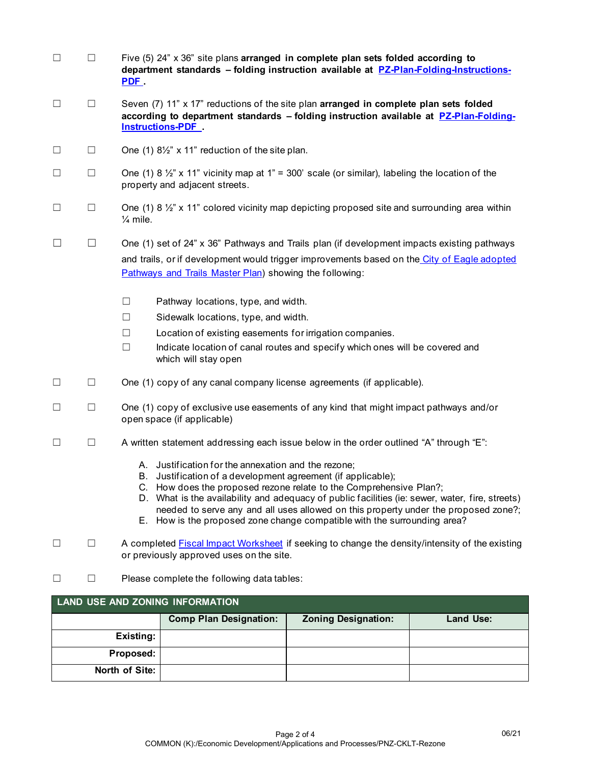☐ ☐ Five (5) 24" x 36" site plans **arranged in complete plan sets folded according to department standards – folding instruction available at PZ-Plan-Folding-Instructions-PDF .**

☐ ☐ Seven (7) 11" x 17" reductions of the site plan **arranged in complete plan sets folded according to department standards – folding instruction available at PZ-Plan-Folding-Instructions-PDF .**

☐ ☐ One (1) 8½" x 11" reduction of the site plan.

☐ ☐ One (1) 8 ½" x 11" vicinity map at 1" = 300' scale (or similar), labeling the location of the property and adjacent streets.

☐ ☐ One (1) 8 ½" x 11" colored vicinity map depicting proposed site and surrounding area within ¼ mile.

☐ ☐ One (1) set of 24" x 36" Pathways and Trails plan (if development impacts existing pathways and trails, or if development would trigger improvements based on the City of Eagle adopted Pathways and Trails Master Plan) showing the following:

- ☐ Pathway locations, type, and width.
- ☐ Sidewalk locations, type, and width.
- ☐ Location of existing easements for irrigation companies.
- ☐ Indicate location of canal routes and specify which ones will be covered and which will stay open

☐ ☐ One (1) copy of any canal company license agreements (if applicable).

☐ ☐ One (1) copy of exclusive use easements of any kind that might impact pathways and/or open space (if applicable)

☐ ☐ A written statement addressing each issue below in the order outlined "A" through "E":

A. Justification for the annexation and the rezone;
B. Justification of a development agreement (if applicable);
C. How does the proposed rezone relate to the Comprehensive Plan?;
D. What is the availability and adequacy of public facilities (ie: sewer, water, fire, streets) needed to serve any and all uses allowed on this property under the proposed zone?;
E. How is the proposed zone change compatible with the surrounding area?

☐ ☐ A completed Fiscal Impact Worksheet if seeking to change the density/intensity of the existing or previously approved uses on the site.

☐ ☐ Please complete the following data tables:

| LAND USE AND ZONING INFORMATION | | | |
|---|---|---|---|
| | **Comp Plan Designation:** | **Zoning Designation:** | **Land Use:** |
| **Existing:** | | | |
| **Proposed:** | | | |
| **North of Site:** | | | |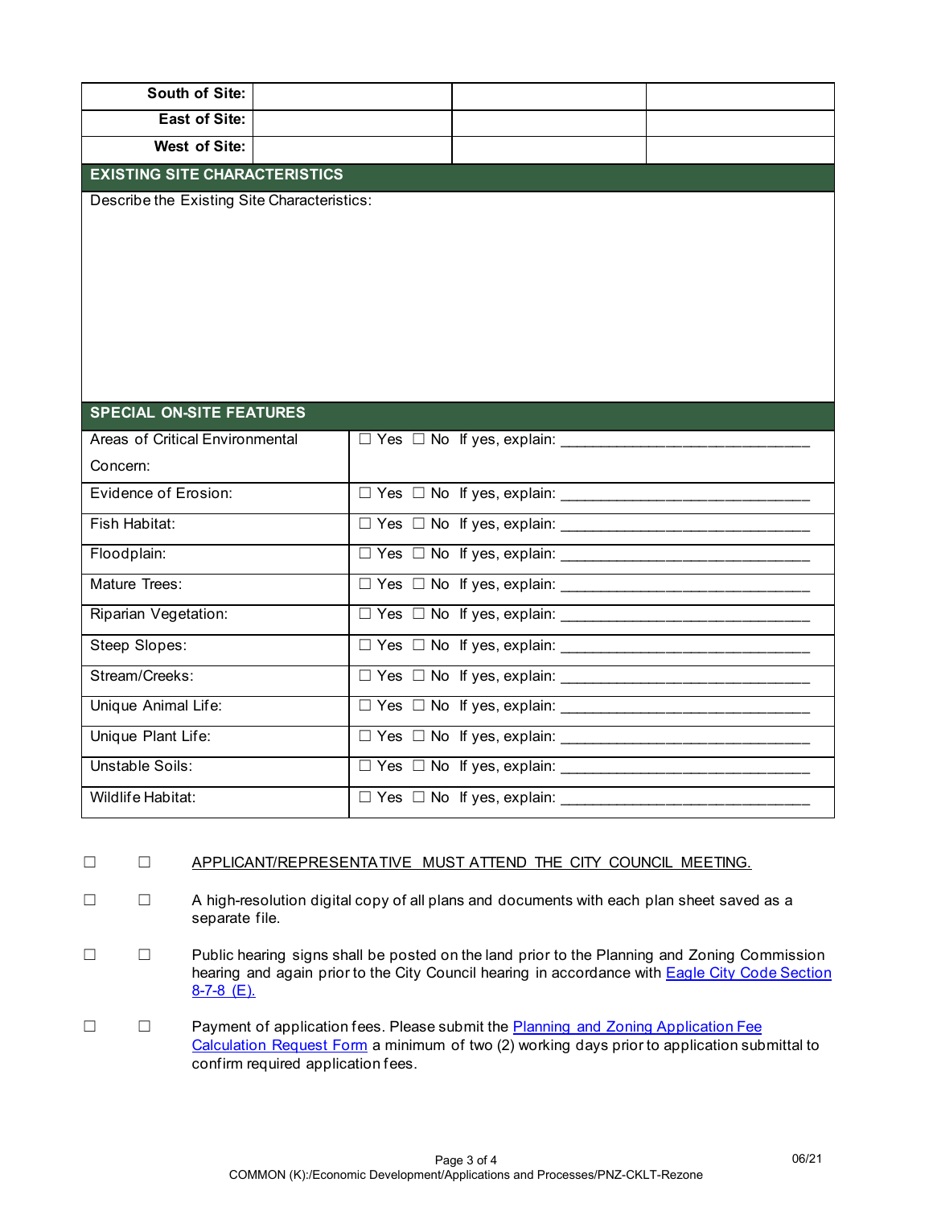| | | | |
|---|---|---|---|
| **South of Site:** | | | |
| **East of Site:** | | | |
| **West of Site:** | | | |

## EXISTING SITE CHARACTERISTICS

Describe the Existing Site Characteristics:

## SPECIAL ON-SITE FEATURES

| | |
|---|---|
| Areas of Critical Environmental Concern: | ☐ Yes ☐ No If yes, explain: ______________________________ |
| Evidence of Erosion: | ☐ Yes ☐ No If yes, explain: ______________________________ |
| Fish Habitat: | ☐ Yes ☐ No If yes, explain: ______________________________ |
| Floodplain: | ☐ Yes ☐ No If yes, explain: ______________________________ |
| Mature Trees: | ☐ Yes ☐ No If yes, explain: ______________________________ |
| Riparian Vegetation: | ☐ Yes ☐ No If yes, explain: ______________________________ |
| Steep Slopes: | ☐ Yes ☐ No If yes, explain: ______________________________ |
| Stream/Creeks: | ☐ Yes ☐ No If yes, explain: ______________________________ |
| Unique Animal Life: | ☐ Yes ☐ No If yes, explain: ______________________________ |
| Unique Plant Life: | ☐ Yes ☐ No If yes, explain: ______________________________ |
| Unstable Soils: | ☐ Yes ☐ No If yes, explain: ______________________________ |
| Wildlife Habitat: | ☐ Yes ☐ No If yes, explain: ______________________________ |

☐ ☐ APPLICANT/REPRESENTATIVE MUST ATTEND THE CITY COUNCIL MEETING.

☐ ☐ A high-resolution digital copy of all plans and documents with each plan sheet saved as a separate file.

☐ ☐ Public hearing signs shall be posted on the land prior to the Planning and Zoning Commission hearing and again prior to the City Council hearing in accordance with Eagle City Code Section 8-7-8 (E).

☐ ☐ Payment of application fees. Please submit the Planning and Zoning Application Fee Calculation Request Form a minimum of two (2) working days prior to application submittal to confirm required application fees.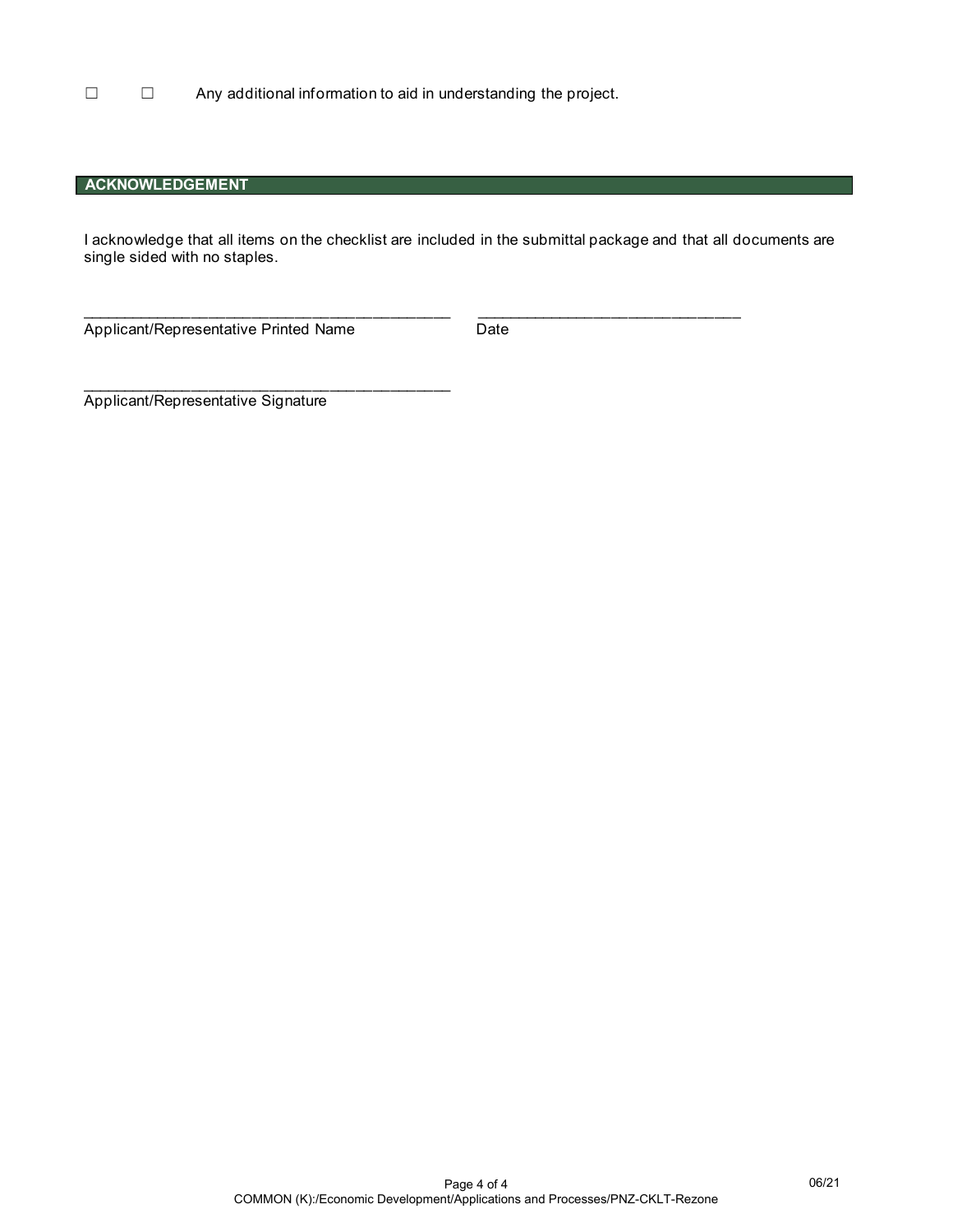☐ ☐ Any additional information to aid in understanding the project.

## ACKNOWLEDGEMENT

I acknowledge that all items on the checklist are included in the submittal package and that all documents are single sided with no staples.

_____________________________________________ _______________________________
Applicant/Representative Printed Name Date

_____________________________________________
Applicant/Representative Signature